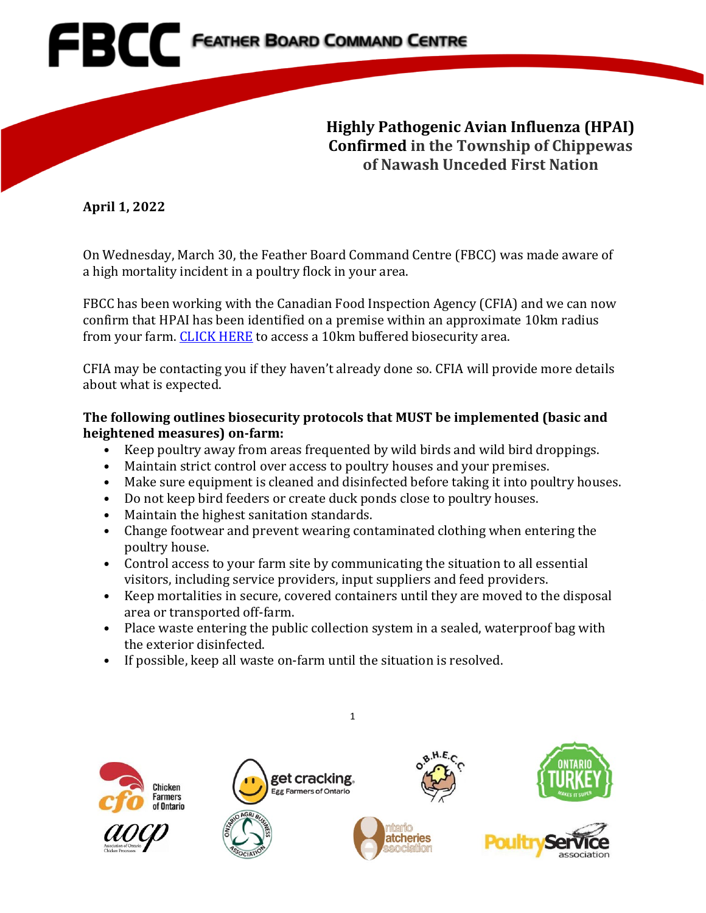FBCC Feather Board Command Centre

# Highly Pathogenic Avian Influenza (HPAI) Confirmed in the Township of Chippewas of Nawash Unceded First Nation

**April 1, 2022**

On Wednesday, March 30, the Feather Board Command Centre (FBCC) was made aware of a high mortality incident in a poultry flock in your area.

FBCC has been working with the Canadian Food Inspection Agency (CFIA) and we can now confirm that HPAI has been identified on a premise within an approximate 10km radius from your farm. CLICK HERE to access a 10km buffered biosecurity area.

CFIA may be contacting you if they haven't already done so. CFIA will provide more details about what is expected.

**The following outlines biosecurity protocols that MUST be implemented (basic and heightened measures) on-farm:**

- Keep poultry away from areas frequented by wild birds and wild bird droppings.
- Maintain strict control over access to poultry houses and your premises.
- Make sure equipment is cleaned and disinfected before taking it into poultry houses.
- Do not keep bird feeders or create duck ponds close to poultry houses.
- Maintain the highest sanitation standards.
- Change footwear and prevent wearing contaminated clothing when entering the poultry house.
- Control access to your farm site by communicating the situation to all essential visitors, including service providers, input suppliers and feed providers.
- Keep mortalities in secure, covered containers until they are moved to the disposal area or transported off-farm.
- Place waste entering the public collection system in a sealed, waterproof bag with the exterior disinfected.
- If possible, keep all waste on-farm until the situation is resolved.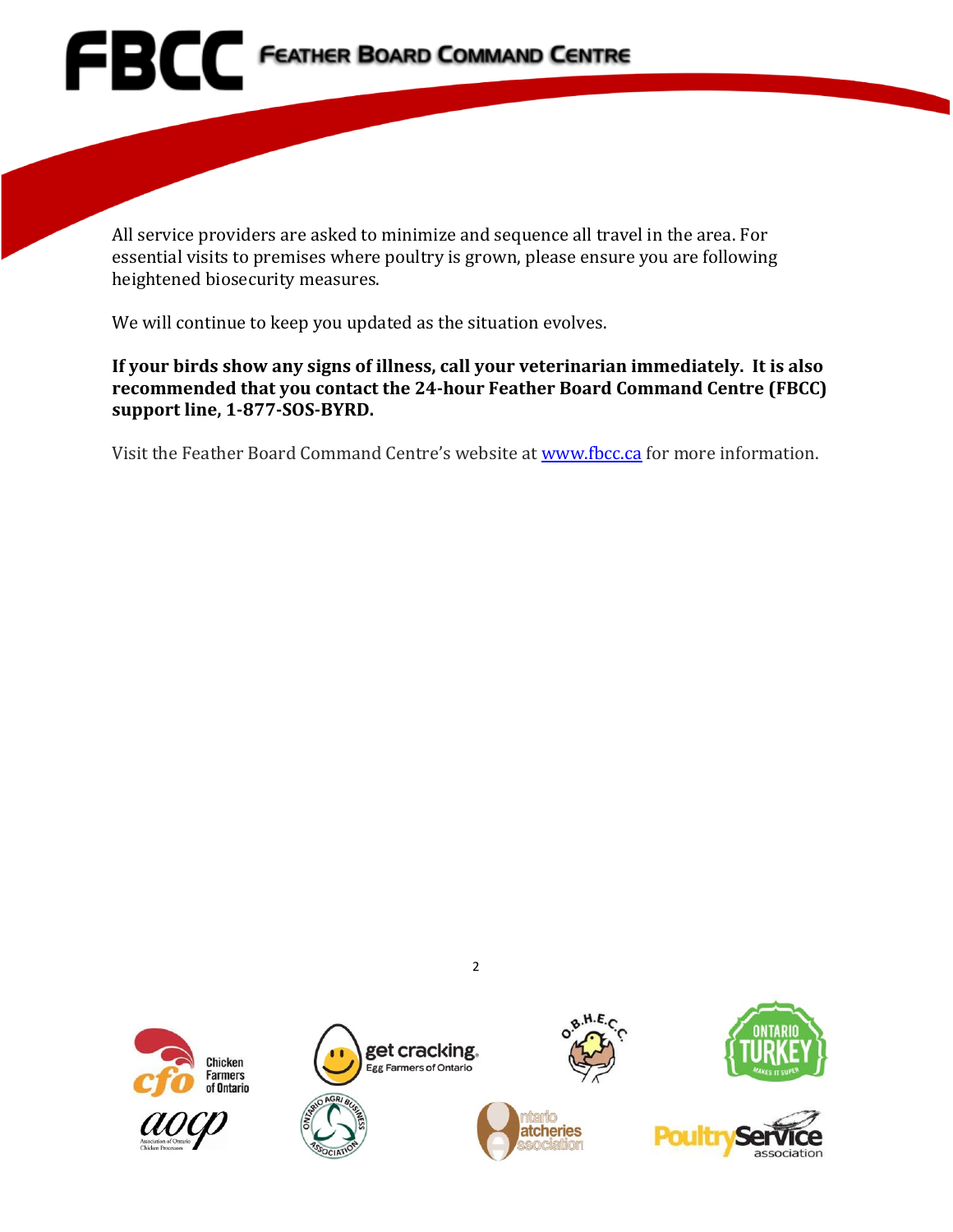All service providers are asked to minimize and sequence all travel in the area. For essential visits to premises where poultry is grown, please ensure you are following heightened biosecurity measures.

We will continue to keep you updated as the situation evolves.

**If your birds show any signs of illness, call your veterinarian immediately. It is also recommended that you contact the 24-hour Feather Board Command Centre (FBCC) support line, 1-877-SOS-BYRD.**

Visit the Feather Board Command Centre's website at [www.fbcc.ca](http://www.fbcc.ca) for more information.